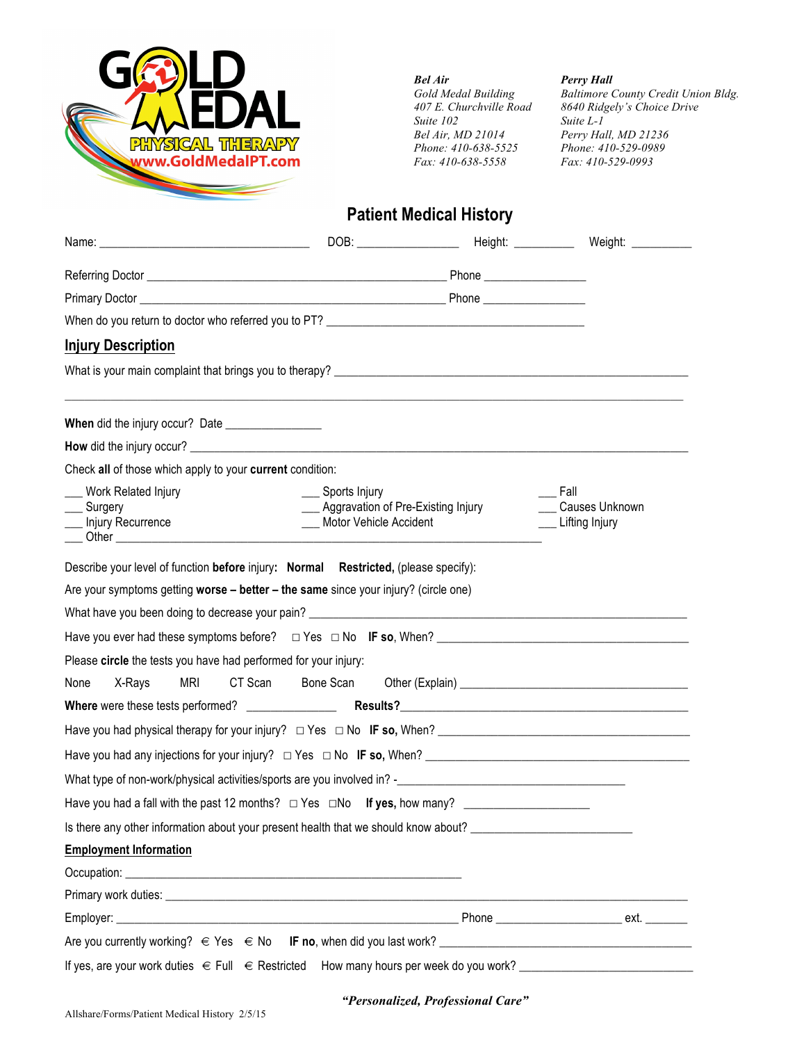GOLD MEDAL PHYSICAL THERAPY
www.GoldMedalPT.com

***Bel Air***
*Gold Medal Building*
*407 E. Churchville Road*
*Suite 102*
*Bel Air, MD 21014*
*Phone: 410-638-5525*
*Fax: 410-638-5558*

***Perry Hall***
*Baltimore County Credit Union Bldg.*
*8640 Ridgely's Choice Drive*
*Suite L-1*
*Perry Hall, MD 21236*
*Phone: 410-529-0989*
*Fax: 410-529-0993*

# Patient Medical History

Name: ________________________________ DOB: _______________ Height: _________ Weight: _________

Referring Doctor _____________________________________________ Phone _______________

Primary Doctor ______________________________________________ Phone _______________

When do you return to doctor who referred you to PT? _______________________________________

## Injury Description

What is your main complaint that brings you to therapy? _____________________________________________________

_____________________________________________________________________________________________

**When** did the injury occur? Date _______________

**How** did the injury occur? _______________________________________________________________________

Check **all** of those which apply to your **current** condition:

___ Work Related Injury
___ Surgery
___ Injury Recurrence
___ Other _________________________________________________________________________

___ Sports Injury
___ Aggravation of Pre-Existing Injury
___ Motor Vehicle Accident

___ Fall
___ Causes Unknown
___ Lifting Injury

Describe your level of function **before** injury**: Normal Restricted,** (please specify):

Are your symptoms getting **worse – better – the same** since your injury? (circle one)

What have you been doing to decrease your pain? ________________________________________________________

Have you ever had these symptoms before? □ Yes □ No **IF so**, When? _______________________________________

Please **circle** the tests you have had performed for your injury:

None X-Rays MRI CT Scan Bone Scan Other (Explain) __________________________________

**Where** were these tests performed? _____________ **Results?**_____________________________________________

Have you had physical therapy for your injury? □ Yes □ No **IF so,** When? ___________________________________

Have you had any injections for your injury? □ Yes □ No **IF so,** When? _____________________________________

What type of non-work/physical activities/sports are you involved in? -___________________________________

Have you had a fall with the past 12 months? □ Yes □No **If yes,** how many? ___________________

Is there any other information about your present health that we should know about? ________________________

## Employment Information

Occupation: _____________________________________________________

Primary work duties: ____________________________________________________________________________

Employer: ____________________________________________________ Phone ___________________ ext. _______

Are you currently working? € Yes € No **IF no**, when did you last work? ________________________________________

If yes, are your work duties € Full € Restricted How many hours per week do you work? ___________________________

***"Personalized, Professional Care"***

Allshare/Forms/Patient Medical History 2/5/15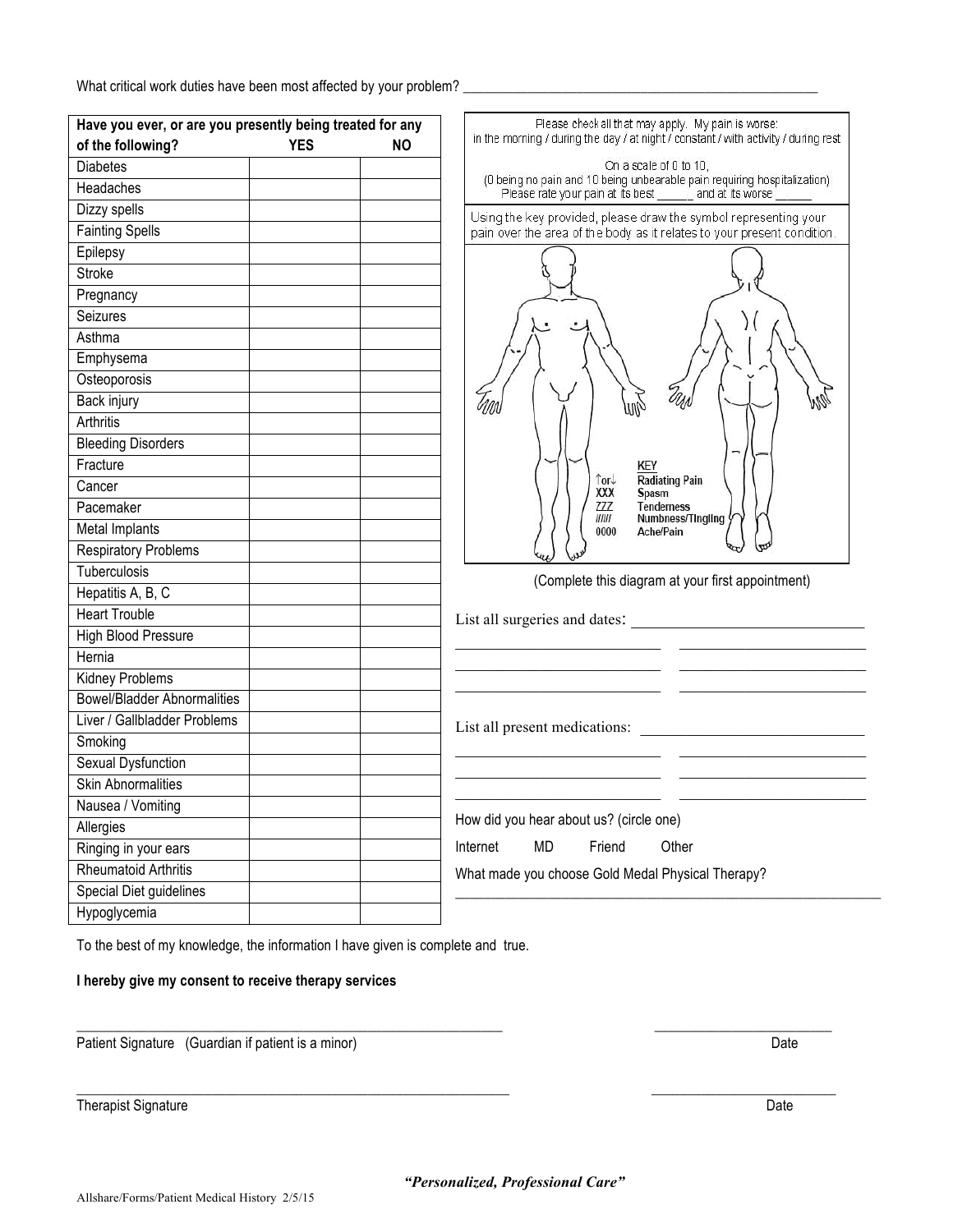What critical work duties have been most affected by your problem? ____________________________________________________

| Have you ever, or are you presently being treated for any of the following? | YES | NO |
|---|---|---|
| Diabetes | | |
| Headaches | | |
| Dizzy spells | | |
| Fainting Spells | | |
| Epilepsy | | |
| Stroke | | |
| Pregnancy | | |
| Seizures | | |
| Asthma | | |
| Emphysema | | |
| Osteoporosis | | |
| Back injury | | |
| Arthritis | | |
| Bleeding Disorders | | |
| Fracture | | |
| Cancer | | |
| Pacemaker | | |
| Metal Implants | | |
| Respiratory Problems | | |
| Tuberculosis | | |
| Hepatitis A, B, C | | |
| Heart Trouble | | |
| High Blood Pressure | | |
| Hernia | | |
| Kidney Problems | | |
| Bowel/Bladder Abnormalities | | |
| Liver / Gallbladder Problems | | |
| Smoking | | |
| Sexual Dysfunction | | |
| Skin Abnormalities | | |
| Nausea / Vomiting | | |
| Allergies | | |
| Ringing in your ears | | |
| Rheumatoid Arthritis | | |
| Special Diet guidelines | | |
| Hypoglycemia | | |

Please check all that may apply. My pain is worse:
in the morning / during the day / at night / constant / with activity / during rest

On a scale of 0 to 10,
(0 being no pain and 10 being unbearable pain requiring hospitalization)
Please rate your pain at its best ______ and at its worse ______

Using the key provided, please draw the symbol representing your pain over the area of the body as it relates to your present condition.

KEY
↑or↓ Radiating Pain
XXX Spasm
ZZZ Tenderness
////// Numbness/Tingling
0000 Ache/Pain

(Complete this diagram at your first appointment)

List all surgeries and dates: ______________________________

______________________________ ______________________________
______________________________ ______________________________
______________________________ ______________________________

List all present medications: ______________________________

______________________________ ______________________________
______________________________ ______________________________
______________________________ ______________________________

How did you hear about us? (circle one)

Internet MD Friend Other

What made you choose Gold Medal Physical Therapy?

______________________________________________________________

To the best of my knowledge, the information I have given is complete and true.

**I hereby give my consent to receive therapy services**

______________________________________________________________ ______________________

Patient Signature (Guardian if patient is a minor) Date

______________________________________________________________ ______________________

Therapist Signature Date

***"Personalized, Professional Care"***

Allshare/Forms/Patient Medical History 2/5/15